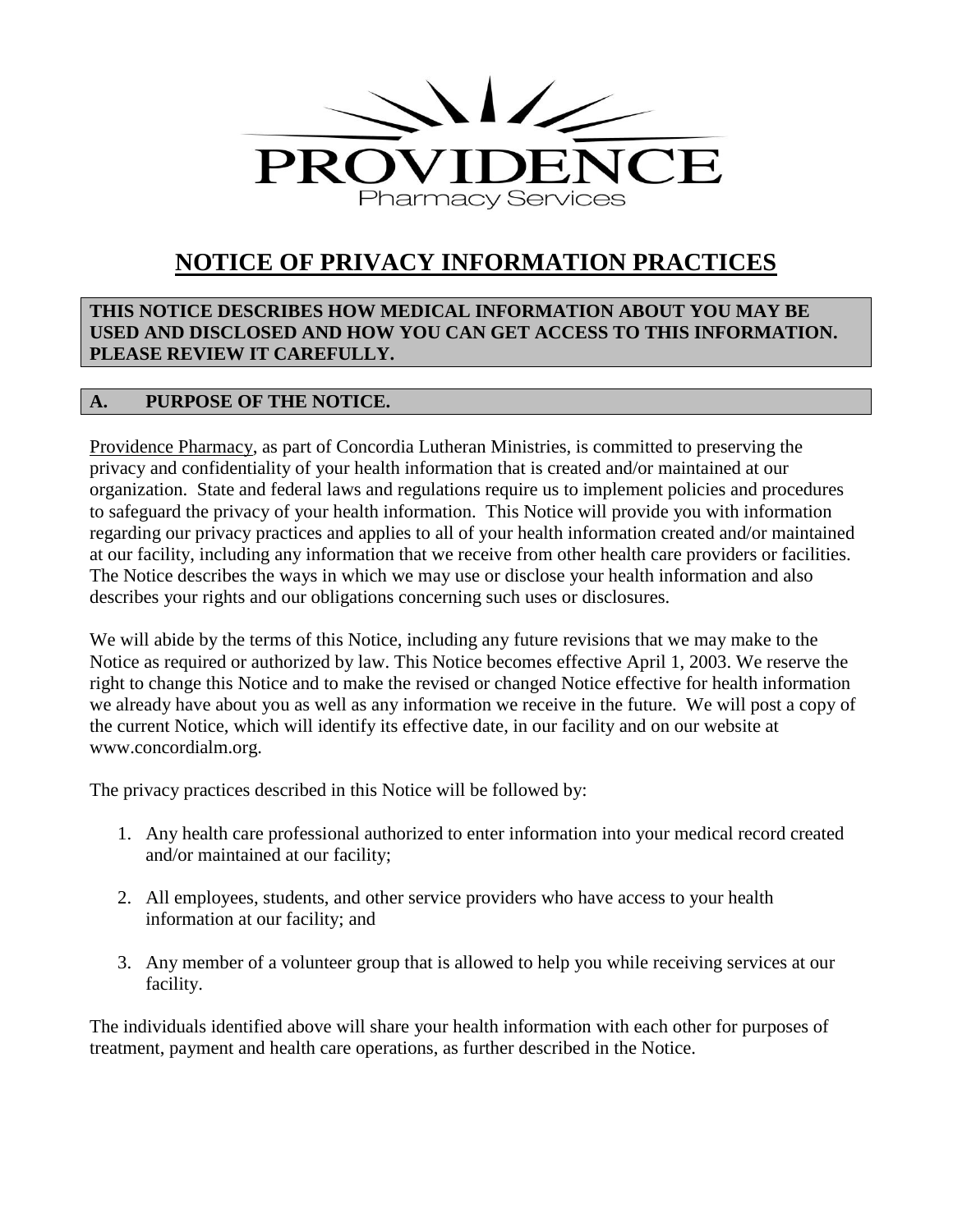PROVIDENCE

Pharmacy Services

# NOTICE OF PRIVACY INFORMATION PRACTICES

**THIS NOTICE DESCRIBES HOW MEDICAL INFORMATION ABOUT YOU MAY BE USED AND DISCLOSED AND HOW YOU CAN GET ACCESS TO THIS INFORMATION. PLEASE REVIEW IT CAREFULLY.**

## A. PURPOSE OF THE NOTICE.

Providence Pharmacy, as part of Concordia Lutheran Ministries, is committed to preserving the privacy and confidentiality of your health information that is created and/or maintained at our organization. State and federal laws and regulations require us to implement policies and procedures to safeguard the privacy of your health information. This Notice will provide you with information regarding our privacy practices and applies to all of your health information created and/or maintained at our facility, including any information that we receive from other health care providers or facilities. The Notice describes the ways in which we may use or disclose your health information and also describes your rights and our obligations concerning such uses or disclosures.

We will abide by the terms of this Notice, including any future revisions that we may make to the Notice as required or authorized by law. This Notice becomes effective April 1, 2003. We reserve the right to change this Notice and to make the revised or changed Notice effective for health information we already have about you as well as any information we receive in the future. We will post a copy of the current Notice, which will identify its effective date, in our facility and on our website at www.concordialm.org.

The privacy practices described in this Notice will be followed by:

1. Any health care professional authorized to enter information into your medical record created and/or maintained at our facility;
2. All employees, students, and other service providers who have access to your health information at our facility; and
3. Any member of a volunteer group that is allowed to help you while receiving services at our facility.

The individuals identified above will share your health information with each other for purposes of treatment, payment and health care operations, as further described in the Notice.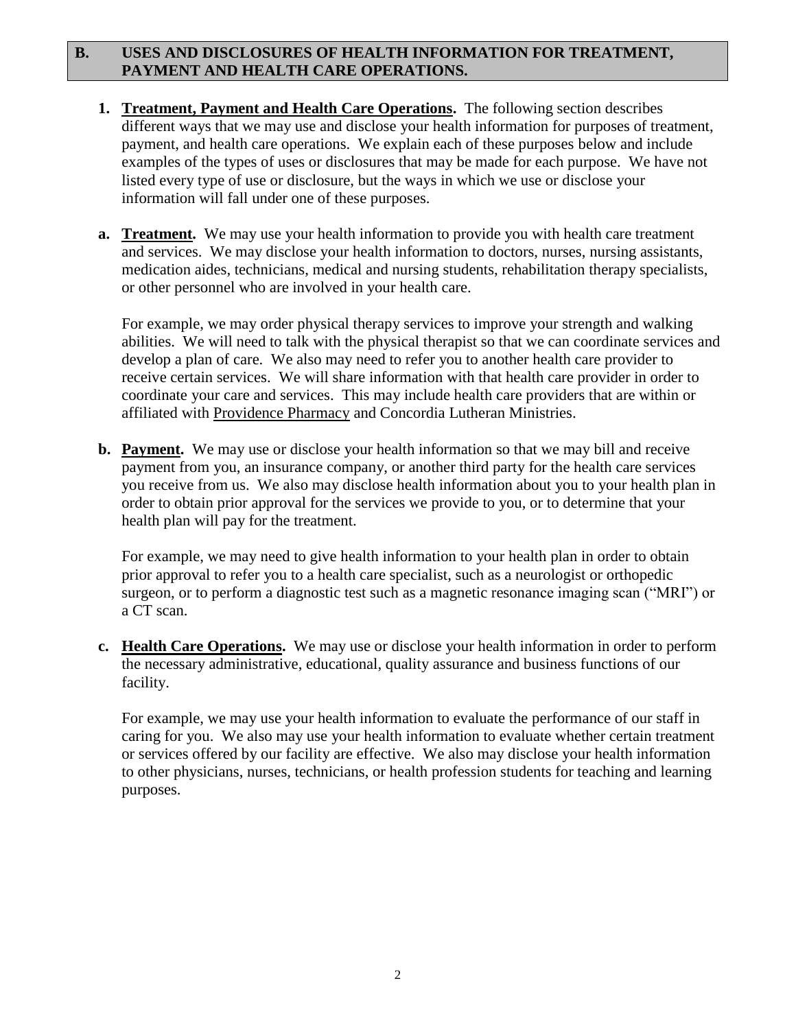## B. USES AND DISCLOSURES OF HEALTH INFORMATION FOR TREATMENT, PAYMENT AND HEALTH CARE OPERATIONS.

**1. Treatment, Payment and Health Care Operations.** The following section describes different ways that we may use and disclose your health information for purposes of treatment, payment, and health care operations. We explain each of these purposes below and include examples of the types of uses or disclosures that may be made for each purpose. We have not listed every type of use or disclosure, but the ways in which we use or disclose your information will fall under one of these purposes.

**a. Treatment.** We may use your health information to provide you with health care treatment and services. We may disclose your health information to doctors, nurses, nursing assistants, medication aides, technicians, medical and nursing students, rehabilitation therapy specialists, or other personnel who are involved in your health care.

For example, we may order physical therapy services to improve your strength and walking abilities. We will need to talk with the physical therapist so that we can coordinate services and develop a plan of care. We also may need to refer you to another health care provider to receive certain services. We will share information with that health care provider in order to coordinate your care and services. This may include health care providers that are within or affiliated with Providence Pharmacy and Concordia Lutheran Ministries.

**b. Payment.** We may use or disclose your health information so that we may bill and receive payment from you, an insurance company, or another third party for the health care services you receive from us. We also may disclose health information about you to your health plan in order to obtain prior approval for the services we provide to you, or to determine that your health plan will pay for the treatment.

For example, we may need to give health information to your health plan in order to obtain prior approval to refer you to a health care specialist, such as a neurologist or orthopedic surgeon, or to perform a diagnostic test such as a magnetic resonance imaging scan ("MRI") or a CT scan.

**c. Health Care Operations.** We may use or disclose your health information in order to perform the necessary administrative, educational, quality assurance and business functions of our facility.

For example, we may use your health information to evaluate the performance of our staff in caring for you. We also may use your health information to evaluate whether certain treatment or services offered by our facility are effective. We also may disclose your health information to other physicians, nurses, technicians, or health profession students for teaching and learning purposes.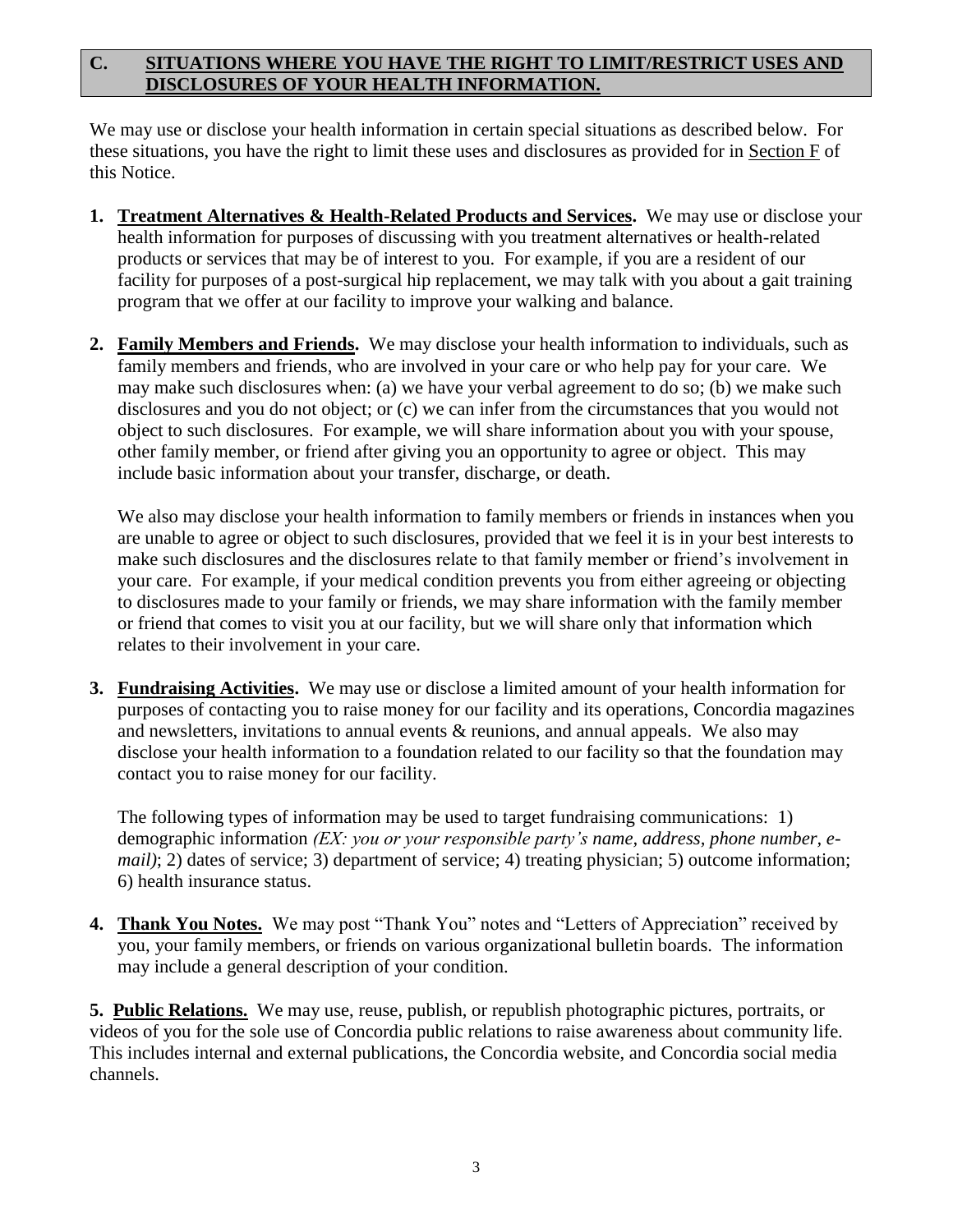## C. SITUATIONS WHERE YOU HAVE THE RIGHT TO LIMIT/RESTRICT USES AND DISCLOSURES OF YOUR HEALTH INFORMATION.

We may use or disclose your health information in certain special situations as described below. For these situations, you have the right to limit these uses and disclosures as provided for in Section F of this Notice.

1. **Treatment Alternatives & Health-Related Products and Services.** We may use or disclose your health information for purposes of discussing with you treatment alternatives or health-related products or services that may be of interest to you. For example, if you are a resident of our facility for purposes of a post-surgical hip replacement, we may talk with you about a gait training program that we offer at our facility to improve your walking and balance.

2. **Family Members and Friends.** We may disclose your health information to individuals, such as family members and friends, who are involved in your care or who help pay for your care. We may make such disclosures when: (a) we have your verbal agreement to do so; (b) we make such disclosures and you do not object; or (c) we can infer from the circumstances that you would not object to such disclosures. For example, we will share information about you with your spouse, other family member, or friend after giving you an opportunity to agree or object. This may include basic information about your transfer, discharge, or death.

   We also may disclose your health information to family members or friends in instances when you are unable to agree or object to such disclosures, provided that we feel it is in your best interests to make such disclosures and the disclosures relate to that family member or friend's involvement in your care. For example, if your medical condition prevents you from either agreeing or objecting to disclosures made to your family or friends, we may share information with the family member or friend that comes to visit you at our facility, but we will share only that information which relates to their involvement in your care.

3. **Fundraising Activities.** We may use or disclose a limited amount of your health information for purposes of contacting you to raise money for our facility and its operations, Concordia magazines and newsletters, invitations to annual events & reunions, and annual appeals. We also may disclose your health information to a foundation related to our facility so that the foundation may contact you to raise money for our facility.

   The following types of information may be used to target fundraising communications: 1) demographic information *(EX: you or your responsible party's name, address, phone number, e-mail)*; 2) dates of service; 3) department of service; 4) treating physician; 5) outcome information; 6) health insurance status.

4. **Thank You Notes.** We may post "Thank You" notes and "Letters of Appreciation" received by you, your family members, or friends on various organizational bulletin boards. The information may include a general description of your condition.

5. **Public Relations.** We may use, reuse, publish, or republish photographic pictures, portraits, or videos of you for the sole use of Concordia public relations to raise awareness about community life. This includes internal and external publications, the Concordia website, and Concordia social media channels.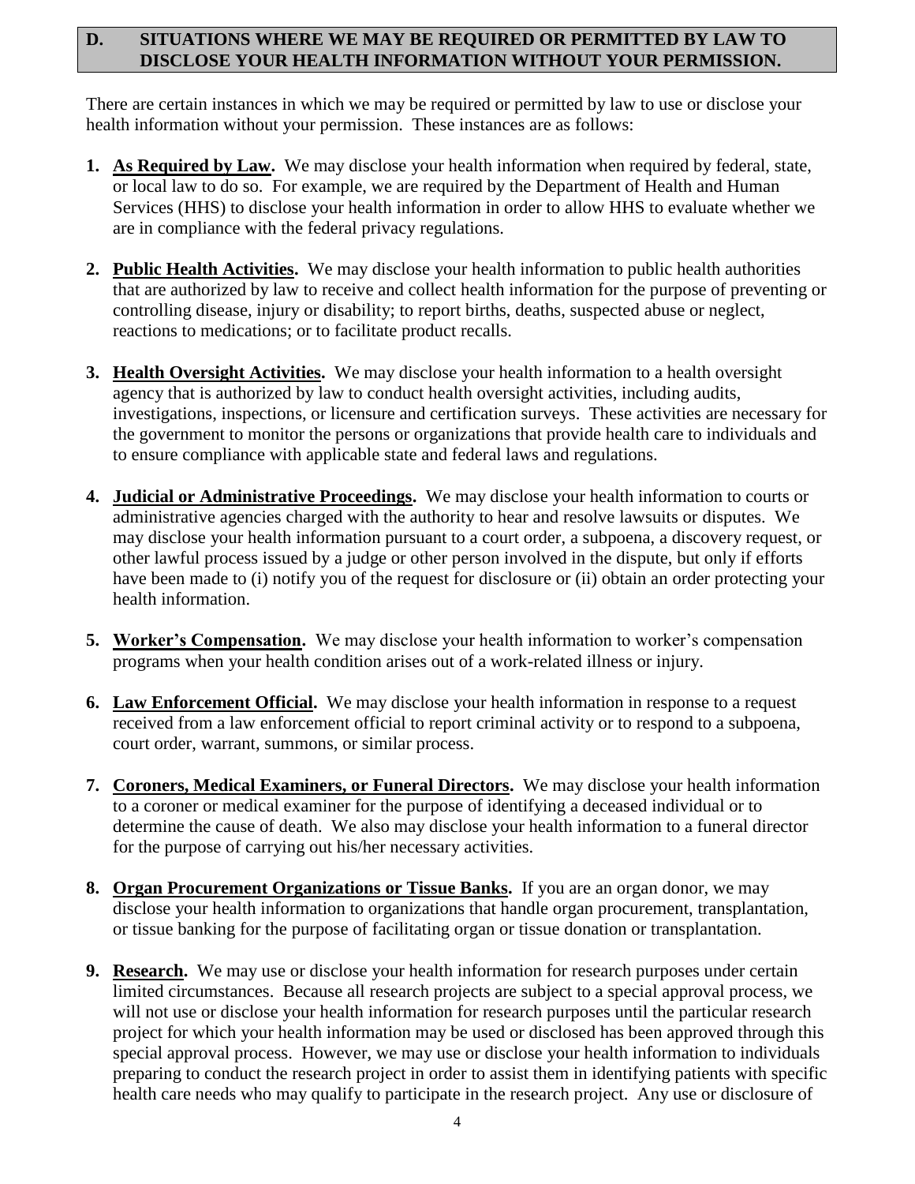## D. SITUATIONS WHERE WE MAY BE REQUIRED OR PERMITTED BY LAW TO DISCLOSE YOUR HEALTH INFORMATION WITHOUT YOUR PERMISSION.

There are certain instances in which we may be required or permitted by law to use or disclose your health information without your permission. These instances are as follows:

1. **As Required by Law.** We may disclose your health information when required by federal, state, or local law to do so. For example, we are required by the Department of Health and Human Services (HHS) to disclose your health information in order to allow HHS to evaluate whether we are in compliance with the federal privacy regulations.

2. **Public Health Activities.** We may disclose your health information to public health authorities that are authorized by law to receive and collect health information for the purpose of preventing or controlling disease, injury or disability; to report births, deaths, suspected abuse or neglect, reactions to medications; or to facilitate product recalls.

3. **Health Oversight Activities.** We may disclose your health information to a health oversight agency that is authorized by law to conduct health oversight activities, including audits, investigations, inspections, or licensure and certification surveys. These activities are necessary for the government to monitor the persons or organizations that provide health care to individuals and to ensure compliance with applicable state and federal laws and regulations.

4. **Judicial or Administrative Proceedings.** We may disclose your health information to courts or administrative agencies charged with the authority to hear and resolve lawsuits or disputes. We may disclose your health information pursuant to a court order, a subpoena, a discovery request, or other lawful process issued by a judge or other person involved in the dispute, but only if efforts have been made to (i) notify you of the request for disclosure or (ii) obtain an order protecting your health information.

5. **Worker's Compensation.** We may disclose your health information to worker's compensation programs when your health condition arises out of a work-related illness or injury.

6. **Law Enforcement Official.** We may disclose your health information in response to a request received from a law enforcement official to report criminal activity or to respond to a subpoena, court order, warrant, summons, or similar process.

7. **Coroners, Medical Examiners, or Funeral Directors.** We may disclose your health information to a coroner or medical examiner for the purpose of identifying a deceased individual or to determine the cause of death. We also may disclose your health information to a funeral director for the purpose of carrying out his/her necessary activities.

8. **Organ Procurement Organizations or Tissue Banks.** If you are an organ donor, we may disclose your health information to organizations that handle organ procurement, transplantation, or tissue banking for the purpose of facilitating organ or tissue donation or transplantation.

9. **Research.** We may use or disclose your health information for research purposes under certain limited circumstances. Because all research projects are subject to a special approval process, we will not use or disclose your health information for research purposes until the particular research project for which your health information may be used or disclosed has been approved through this special approval process. However, we may use or disclose your health information to individuals preparing to conduct the research project in order to assist them in identifying patients with specific health care needs who may qualify to participate in the research project. Any use or disclosure of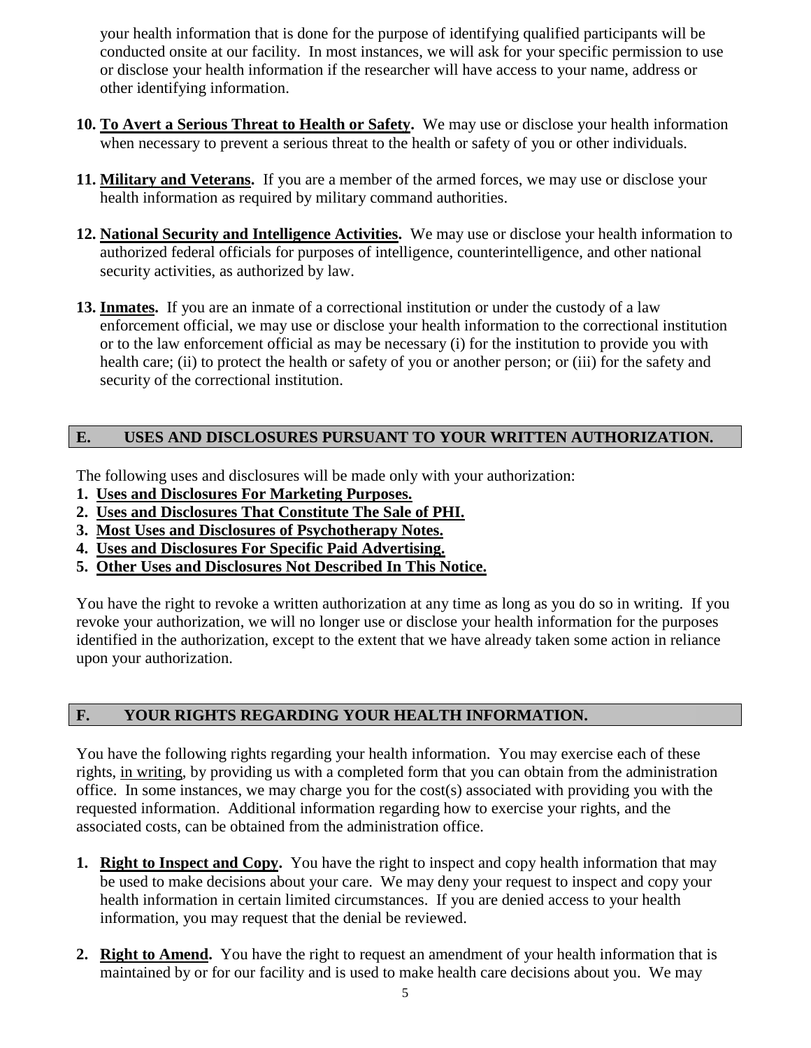your health information that is done for the purpose of identifying qualified participants will be conducted onsite at our facility. In most instances, we will ask for your specific permission to use or disclose your health information if the researcher will have access to your name, address or other identifying information.

10. **To Avert a Serious Threat to Health or Safety.** We may use or disclose your health information when necessary to prevent a serious threat to the health or safety of you or other individuals.

11. **Military and Veterans.** If you are a member of the armed forces, we may use or disclose your health information as required by military command authorities.

12. **National Security and Intelligence Activities.** We may use or disclose your health information to authorized federal officials for purposes of intelligence, counterintelligence, and other national security activities, as authorized by law.

13. **Inmates.** If you are an inmate of a correctional institution or under the custody of a law enforcement official, we may use or disclose your health information to the correctional institution or to the law enforcement official as may be necessary (i) for the institution to provide you with health care; (ii) to protect the health or safety of you or another person; or (iii) for the safety and security of the correctional institution.

## E. USES AND DISCLOSURES PURSUANT TO YOUR WRITTEN AUTHORIZATION.

The following uses and disclosures will be made only with your authorization:

1. **Uses and Disclosures For Marketing Purposes.**
2. **Uses and Disclosures That Constitute The Sale of PHI.**
3. **Most Uses and Disclosures of Psychotherapy Notes.**
4. **Uses and Disclosures For Specific Paid Advertising.**
5. **Other Uses and Disclosures Not Described In This Notice.**

You have the right to revoke a written authorization at any time as long as you do so in writing. If you revoke your authorization, we will no longer use or disclose your health information for the purposes identified in the authorization, except to the extent that we have already taken some action in reliance upon your authorization.

## F. YOUR RIGHTS REGARDING YOUR HEALTH INFORMATION.

You have the following rights regarding your health information. You may exercise each of these rights, in writing, by providing us with a completed form that you can obtain from the administration office. In some instances, we may charge you for the cost(s) associated with providing you with the requested information. Additional information regarding how to exercise your rights, and the associated costs, can be obtained from the administration office.

1. **Right to Inspect and Copy.** You have the right to inspect and copy health information that may be used to make decisions about your care. We may deny your request to inspect and copy your health information in certain limited circumstances. If you are denied access to your health information, you may request that the denial be reviewed.

2. **Right to Amend.** You have the right to request an amendment of your health information that is maintained by or for our facility and is used to make health care decisions about you. We may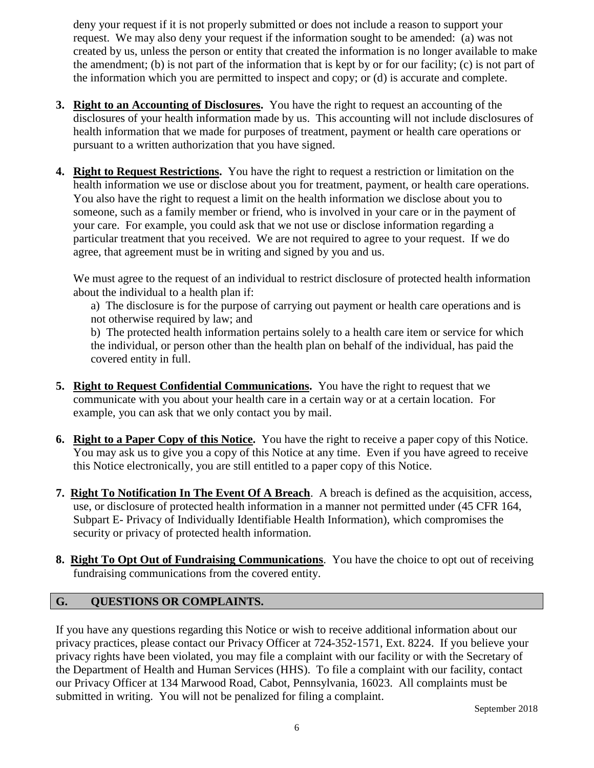deny your request if it is not properly submitted or does not include a reason to support your request. We may also deny your request if the information sought to be amended: (a) was not created by us, unless the person or entity that created the information is no longer available to make the amendment; (b) is not part of the information that is kept by or for our facility; (c) is not part of the information which you are permitted to inspect and copy; or (d) is accurate and complete.

3. **Right to an Accounting of Disclosures.** You have the right to request an accounting of the disclosures of your health information made by us. This accounting will not include disclosures of health information that we made for purposes of treatment, payment or health care operations or pursuant to a written authorization that you have signed.

4. **Right to Request Restrictions.** You have the right to request a restriction or limitation on the health information we use or disclose about you for treatment, payment, or health care operations. You also have the right to request a limit on the health information we disclose about you to someone, such as a family member or friend, who is involved in your care or in the payment of your care. For example, you could ask that we not use or disclose information regarding a particular treatment that you received. We are not required to agree to your request. If we do agree, that agreement must be in writing and signed by you and us.

   We must agree to the request of an individual to restrict disclosure of protected health information about the individual to a health plan if:

   a) The disclosure is for the purpose of carrying out payment or health care operations and is not otherwise required by law; and

   b) The protected health information pertains solely to a health care item or service for which the individual, or person other than the health plan on behalf of the individual, has paid the covered entity in full.

5. **Right to Request Confidential Communications.** You have the right to request that we communicate with you about your health care in a certain way or at a certain location. For example, you can ask that we only contact you by mail.

6. **Right to a Paper Copy of this Notice.** You have the right to receive a paper copy of this Notice. You may ask us to give you a copy of this Notice at any time. Even if you have agreed to receive this Notice electronically, you are still entitled to a paper copy of this Notice.

7. **Right To Notification In The Event Of A Breach**. A breach is defined as the acquisition, access, use, or disclosure of protected health information in a manner not permitted under (45 CFR 164, Subpart E- Privacy of Individually Identifiable Health Information), which compromises the security or privacy of protected health information.

8. **Right To Opt Out of Fundraising Communications**. You have the choice to opt out of receiving fundraising communications from the covered entity.

## G. QUESTIONS OR COMPLAINTS.

If you have any questions regarding this Notice or wish to receive additional information about our privacy practices, please contact our Privacy Officer at 724-352-1571, Ext. 8224. If you believe your privacy rights have been violated, you may file a complaint with our facility or with the Secretary of the Department of Health and Human Services (HHS). To file a complaint with our facility, contact our Privacy Officer at 134 Marwood Road, Cabot, Pennsylvania, 16023. All complaints must be submitted in writing. You will not be penalized for filing a complaint.

September 2018